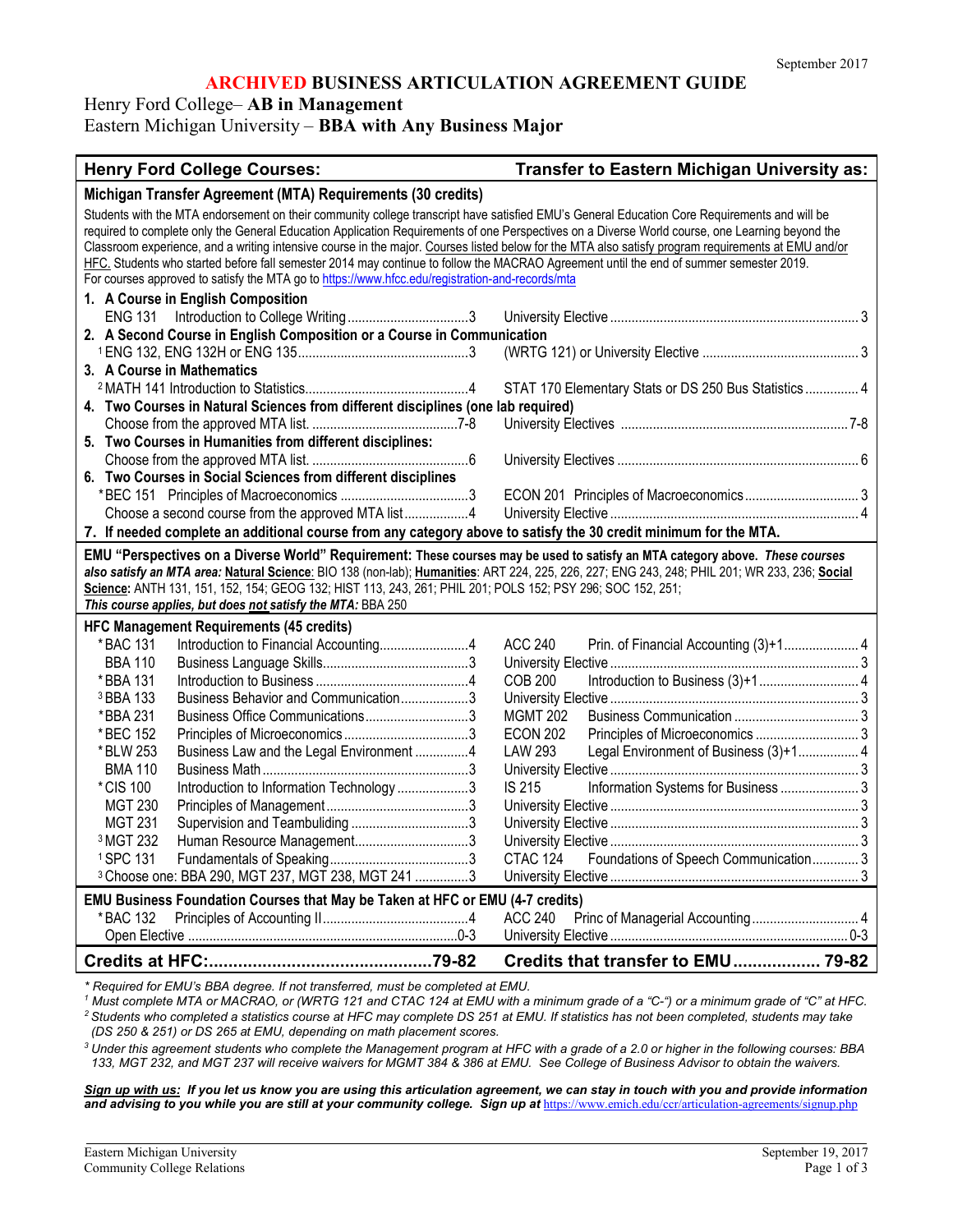September 2017

# ARCHIVED BUSINESS ARTICULATION AGREEMENT GUIDE

## Henry Ford College– AB in Management
## Eastern Michigan University – BBA with Any Business Major

| Henry Ford College Courses: | | Transfer to Eastern Michigan University as: |
|---|---|---|
| **Michigan Transfer Agreement (MTA) Requirements (30 credits)** | | |
| Students with the MTA endorsement on their community college transcript have satisfied EMU's General Education Core Requirements and will be required to complete only the General Education Application Requirements of one Perspectives on a Diverse World course, one Learning beyond the Classroom experience, and a writing intensive course in the major. Courses listed below for the MTA also satisfy program requirements at EMU and/or HFC. Students who started before fall semester 2014 may continue to follow the MACRAO Agreement until the end of summer semester 2019. For courses approved to satisfy the MTA go to https://www.hfcc.edu/registration-and-records/mta | | |
| **1. A Course in English Composition** | | |
| ENG 131 Introduction to College Writing | 3 | University Elective 3 |
| **2. A Second Course in English Composition or a Course in Communication** | | |
| [1] ENG 132, ENG 132H or ENG 135 | 3 | (WRTG 121) or University Elective 3 |
| **3. A Course in Mathematics** | | |
| [2] MATH 141 Introduction to Statistics | 4 | STAT 170 Elementary Stats or DS 250 Bus Statistics 4 |
| **4. Two Courses in Natural Sciences from different disciplines (one lab required)** | | |
| Choose from the approved MTA list. | 7-8 | University Electives 7-8 |
| **5. Two Courses in Humanities from different disciplines:** | | |
| Choose from the approved MTA list. | 6 | University Electives 6 |
| **6. Two Courses in Social Sciences from different disciplines** | | |
| *BEC 151 Principles of Macroeconomics | 3 | ECON 201 Principles of Macroeconomics 3 |
| Choose a second course from the approved MTA list | 4 | University Elective 4 |
| **7. If needed complete an additional course from any category above to satisfy the 30 credit minimum for the MTA.** | | |
| **EMU "Perspectives on a Diverse World" Requirement:** ***These courses may be used to satisfy an MTA category above. These courses also satisfy an MTA area:*** ***Natural Science***: BIO 138 (non-lab); ***Humanities***: ART 224, 225, 226, 227; ENG 243, 248; PHIL 201; WR 233, 236; ***Social Science:*** ANTH 131, 151, 152, 154; GEOG 132; HIST 113, 243, 261; PHIL 201; POLS 152; PSY 296; SOC 152, 251; ***This course applies, but does not satisfy the MTA:*** BBA 250 | | |
| **HFC Management Requirements (45 credits)** | | |
| *BAC 131 Introduction to Financial Accounting | 4 | ACC 240 Prin. of Financial Accounting (3)+1 4 |
| BBA 110 Business Language Skills | 3 | University Elective 3 |
| *BBA 131 Introduction to Business | 4 | COB 200 Introduction to Business (3)+1 4 |
| [3] BBA 133 Business Behavior and Communication | 3 | University Elective 3 |
| *BBA 231 Business Office Communications | 3 | MGMT 202 Business Communication 3 |
| *BEC 152 Principles of Microeconomics | 3 | ECON 202 Principles of Microeconomics 3 |
| *BLW 253 Business Law and the Legal Environment | 4 | LAW 293 Legal Environment of Business (3)+1 4 |
| BMA 110 Business Math | 3 | University Elective 3 |
| *CIS 100 Introduction to Information Technology | 3 | IS 215 Information Systems for Business 3 |
| MGT 230 Principles of Management | 3 | University Elective 3 |
| MGT 231 Supervision and Teambuliding | 3 | University Elective 3 |
| [3] MGT 232 Human Resource Management | 3 | University Elective 3 |
| [1] SPC 131 Fundamentals of Speaking | 3 | CTAC 124 Foundations of Speech Communication 3 |
| [3] Choose one: BBA 290, MGT 237, MGT 238, MGT 241 | 3 | University Elective 3 |
| **EMU Business Foundation Courses that May be Taken at HFC or EMU (4-7 credits)** | | |
| *BAC 132 Principles of Accounting II | 4 | ACC 240 Princ of Managerial Accounting 4 |
| Open Elective | 0-3 | University Elective 0-3 |
| **Credits at HFC:** | **79-82** | **Credits that transfer to EMU 79-82** |

*\* Required for EMU's BBA degree. If not transferred, must be completed at EMU.*

*[1] Must complete MTA or MACRAO, or (WRTG 121 and CTAC 124 at EMU with a minimum grade of a "C-") or a minimum grade of "C" at HFC.*

*[2] Students who completed a statistics course at HFC may complete DS 251 at EMU. If statistics has not been completed, students may take (DS 250 & 251) or DS 265 at EMU, depending on math placement scores.*

*[3] Under this agreement students who complete the Management program at HFC with a grade of a 2.0 or higher in the following courses: BBA 133, MGT 232, and MGT 237 will receive waivers for MGMT 384 & 386 at EMU. See College of Business Advisor to obtain the waivers.*

***Sign up with us:** If you let us know you are using this articulation agreement, we can stay in touch with you and provide information and advising to you while you are still at your community college. Sign up at* https://www.emich.edu/ccr/articulation-agreements/signup.php

Eastern Michigan University
Community College Relations

September 19, 2017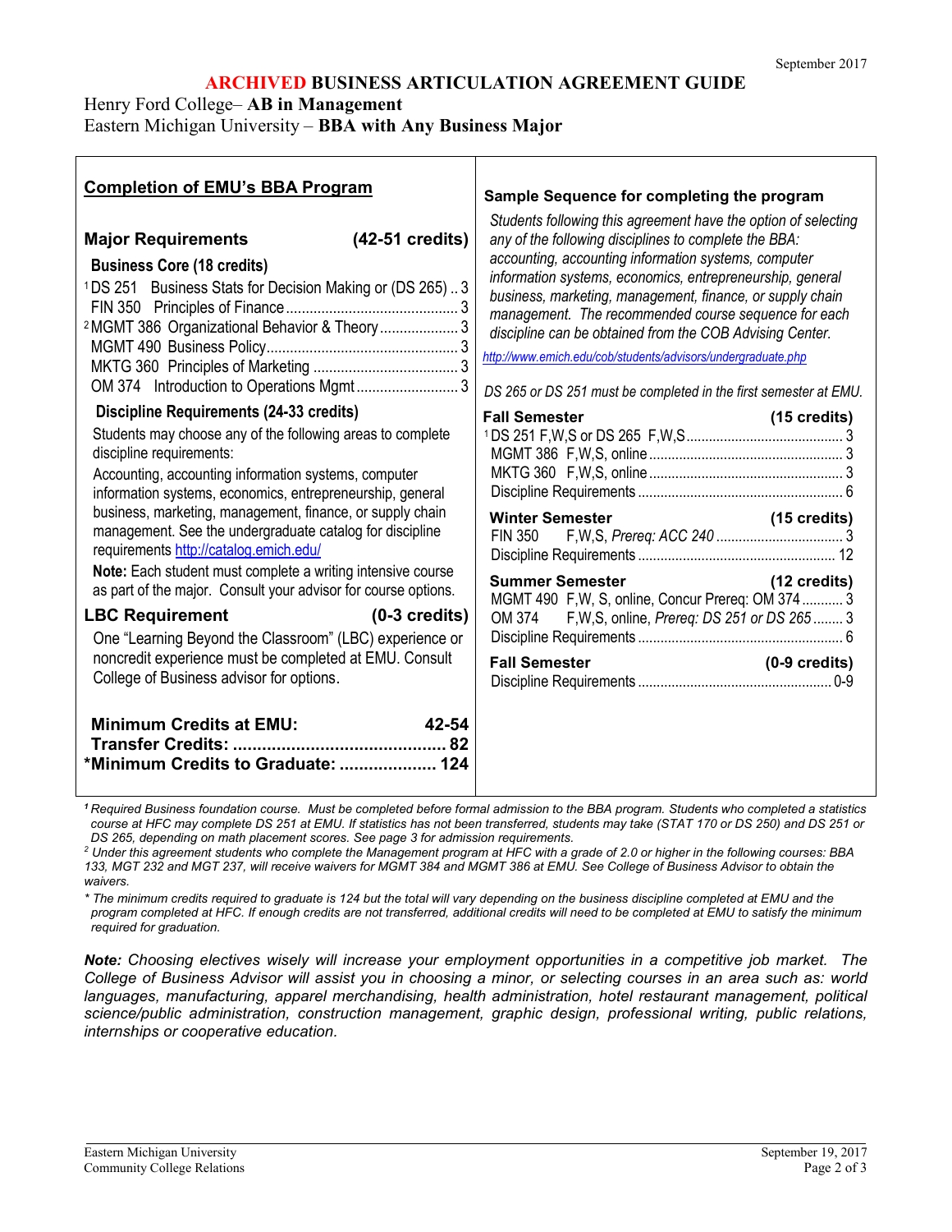September 2017

**ARCHIVED BUSINESS ARTICULATION AGREEMENT GUIDE**

Henry Ford College– **AB in Management**
Eastern Michigan University – **BBA with Any Business Major**

## Completion of EMU's BBA Program

### Major Requirements (42-51 credits)

**Business Core (18 credits)**

| Course | Credits |
|---|---|
| [1]DS 251 Business Stats for Decision Making or (DS 265) | 3 |
| FIN 350 Principles of Finance | 3 |
| [2]MGMT 386 Organizational Behavior & Theory | 3 |
| MGMT 490 Business Policy | 3 |
| MKTG 360 Principles of Marketing | 3 |
| OM 374 Introduction to Operations Mgmt | 3 |

**Discipline Requirements (24-33 credits)**

Students may choose any of the following areas to complete discipline requirements:

Accounting, accounting information systems, computer information systems, economics, entrepreneurship, general business, marketing, management, finance, or supply chain management. See the undergraduate catalog for discipline requirements http://catalog.emich.edu/

**Note:** Each student must complete a writing intensive course as part of the major. Consult your advisor for course options.

### LBC Requirement (0-3 credits)

One "Learning Beyond the Classroom" (LBC) experience or noncredit experience must be completed at EMU. Consult College of Business advisor for options.

| | |
|---|---|
| **Minimum Credits at EMU:** | **42-54** |
| **Transfer Credits:** | **82** |
| ***Minimum Credits to Graduate:** | **124** |

## Sample Sequence for completing the program

*Students following this agreement have the option of selecting any of the following disciplines to complete the BBA: accounting, accounting information systems, computer information systems, economics, entrepreneurship, general business, marketing, management, finance, or supply chain management. The recommended course sequence for each discipline can be obtained from the COB Advising Center.*

*http://www.emich.edu/cob/students/advisors/undergraduate.php*

*DS 265 or DS 251 must be completed in the first semester at EMU.*

**Fall Semester (15 credits)**

| Course | Credits |
|---|---|
| [1]DS 251 F,W,S or DS 265 F,W,S | 3 |
| MGMT 386 F,W,S, online | 3 |
| MKTG 360 F,W,S, online | 3 |
| Discipline Requirements | 6 |

**Winter Semester (15 credits)**

| Course | Credits |
|---|---|
| FIN 350 F,W,S, *Prereq: ACC 240* | 3 |
| Discipline Requirements | 12 |

**Summer Semester (12 credits)**

| Course | Credits |
|---|---|
| MGMT 490 F,W, S, online, Concur Prereq: OM 374 | 3 |
| OM 374 F,W,S, online, *Prereq: DS 251 or DS 265* | 3 |
| Discipline Requirements | 6 |

**Fall Semester (0-9 credits)**

| Course | Credits |
|---|---|
| Discipline Requirements | 0-9 |

*[1] Required Business foundation course. Must be completed before formal admission to the BBA program. Students who completed a statistics course at HFC may complete DS 251 at EMU. If statistics has not been transferred, students may take (STAT 170 or DS 250) and DS 251 or DS 265, depending on math placement scores. See page 3 for admission requirements.*

*[2] Under this agreement students who complete the Management program at HFC with a grade of 2.0 or higher in the following courses: BBA 133, MGT 232 and MGT 237, will receive waivers for MGMT 384 and MGMT 386 at EMU. See College of Business Advisor to obtain the waivers.*

*\* The minimum credits required to graduate is 124 but the total will vary depending on the business discipline completed at EMU and the program completed at HFC. If enough credits are not transferred, additional credits will need to be completed at EMU to satisfy the minimum required for graduation.*

***Note:** Choosing electives wisely will increase your employment opportunities in a competitive job market. The College of Business Advisor will assist you in choosing a minor, or selecting courses in an area such as: world languages, manufacturing, apparel merchandising, health administration, hotel restaurant management, political science/public administration, construction management, graphic design, professional writing, public relations, internships or cooperative education.*

Eastern Michigan University
Community College Relations

September 19, 2017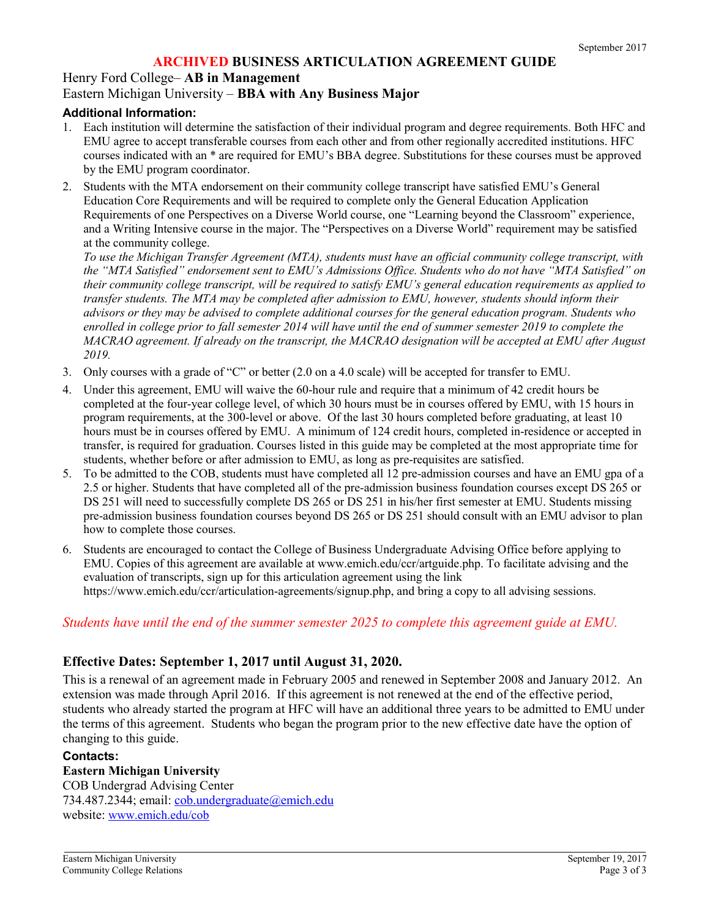# ARCHIVED BUSINESS ARTICULATION AGREEMENT GUIDE

Henry Ford College– **AB in Management**

Eastern Michigan University – **BBA with Any Business Major**

### Additional Information:

1. Each institution will determine the satisfaction of their individual program and degree requirements. Both HFC and EMU agree to accept transferable courses from each other and from other regionally accredited institutions. HFC courses indicated with an * are required for EMU's BBA degree. Substitutions for these courses must be approved by the EMU program coordinator.
2. Students with the MTA endorsement on their community college transcript have satisfied EMU's General Education Core Requirements and will be required to complete only the General Education Application Requirements of one Perspectives on a Diverse World course, one "Learning beyond the Classroom" experience, and a Writing Intensive course in the major. The "Perspectives on a Diverse World" requirement may be satisfied at the community college.
   *To use the Michigan Transfer Agreement (MTA), students must have an official community college transcript, with the "MTA Satisfied" endorsement sent to EMU's Admissions Office. Students who do not have "MTA Satisfied" on their community college transcript, will be required to satisfy EMU's general education requirements as applied to transfer students. The MTA may be completed after admission to EMU, however, students should inform their advisors or they may be advised to complete additional courses for the general education program. Students who enrolled in college prior to fall semester 2014 will have until the end of summer semester 2019 to complete the MACRAO agreement. If already on the transcript, the MACRAO designation will be accepted at EMU after August 2019.*
3. Only courses with a grade of "C" or better (2.0 on a 4.0 scale) will be accepted for transfer to EMU.
4. Under this agreement, EMU will waive the 60-hour rule and require that a minimum of 42 credit hours be completed at the four-year college level, of which 30 hours must be in courses offered by EMU, with 15 hours in program requirements, at the 300-level or above. Of the last 30 hours completed before graduating, at least 10 hours must be in courses offered by EMU. A minimum of 124 credit hours, completed in-residence or accepted in transfer, is required for graduation. Courses listed in this guide may be completed at the most appropriate time for students, whether before or after admission to EMU, as long as pre-requisites are satisfied.
5. To be admitted to the COB, students must have completed all 12 pre-admission courses and have an EMU gpa of a 2.5 or higher. Students that have completed all of the pre-admission business foundation courses except DS 265 or DS 251 will need to successfully complete DS 265 or DS 251 in his/her first semester at EMU. Students missing pre-admission business foundation courses beyond DS 265 or DS 251 should consult with an EMU advisor to plan how to complete those courses.
6. Students are encouraged to contact the College of Business Undergraduate Advising Office before applying to EMU. Copies of this agreement are available at www.emich.edu/ccr/artguide.php. To facilitate advising and the evaluation of transcripts, sign up for this articulation agreement using the link https://www.emich.edu/ccr/articulation-agreements/signup.php, and bring a copy to all advising sessions.

*Students have until the end of the summer semester 2025 to complete this agreement guide at EMU.*

## Effective Dates: September 1, 2017 until August 31, 2020.

This is a renewal of an agreement made in February 2005 and renewed in September 2008 and January 2012. An extension was made through April 2016. If this agreement is not renewed at the end of the effective period, students who already started the program at HFC will have an additional three years to be admitted to EMU under the terms of this agreement. Students who began the program prior to the new effective date have the option of changing to this guide.

### Contacts:

**Eastern Michigan University**
COB Undergrad Advising Center
734.487.2344; email: cob.undergraduate@emich.edu
website: www.emich.edu/cob